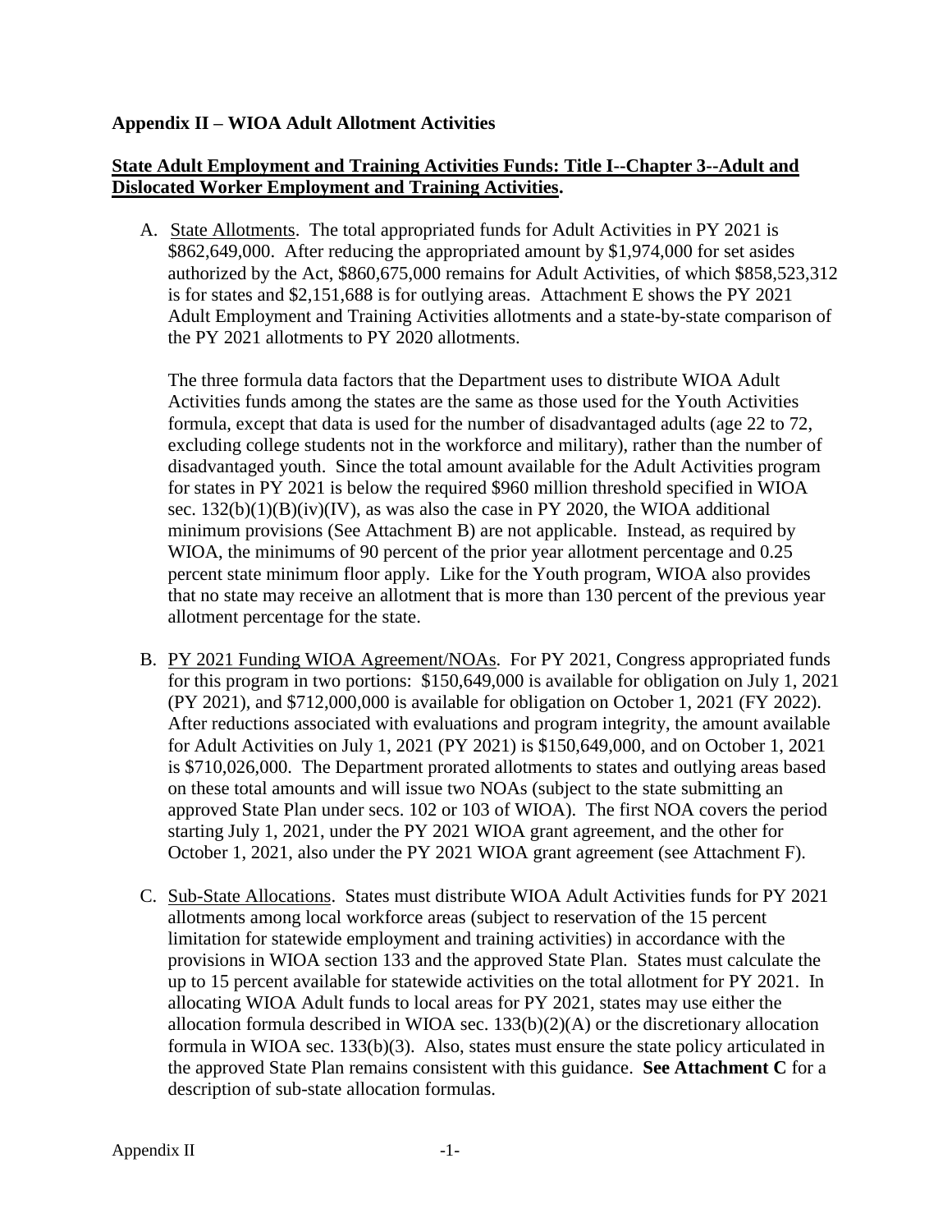**Appendix II – WIOA Adult Allotment Activities**

**State Adult Employment and Training Activities Funds: Title I--Chapter 3--Adult and Dislocated Worker Employment and Training Activities.**

A. State Allotments. The total appropriated funds for Adult Activities in PY 2021 is $862,649,000. After reducing the appropriated amount by $1,974,000 for set asides authorized by the Act, $860,675,000 remains for Adult Activities, of which $858,523,312 is for states and $2,151,688 is for outlying areas. Attachment E shows the PY 2021 Adult Employment and Training Activities allotments and a state-by-state comparison of the PY 2021 allotments to PY 2020 allotments.

   The three formula data factors that the Department uses to distribute WIOA Adult Activities funds among the states are the same as those used for the Youth Activities formula, except that data is used for the number of disadvantaged adults (age 22 to 72, excluding college students not in the workforce and military), rather than the number of disadvantaged youth. Since the total amount available for the Adult Activities program for states in PY 2021 is below the required $960 million threshold specified in WIOA sec. 132(b)(1)(B)(iv)(IV), as was also the case in PY 2020, the WIOA additional minimum provisions (See Attachment B) are not applicable. Instead, as required by WIOA, the minimums of 90 percent of the prior year allotment percentage and 0.25 percent state minimum floor apply. Like for the Youth program, WIOA also provides that no state may receive an allotment that is more than 130 percent of the previous year allotment percentage for the state.

B. PY 2021 Funding WIOA Agreement/NOAs. For PY 2021, Congress appropriated funds for this program in two portions: $150,649,000 is available for obligation on July 1, 2021 (PY 2021), and $712,000,000 is available for obligation on October 1, 2021 (FY 2022). After reductions associated with evaluations and program integrity, the amount available for Adult Activities on July 1, 2021 (PY 2021) is $150,649,000, and on October 1, 2021 is $710,026,000. The Department prorated allotments to states and outlying areas based on these total amounts and will issue two NOAs (subject to the state submitting an approved State Plan under secs. 102 or 103 of WIOA). The first NOA covers the period starting July 1, 2021, under the PY 2021 WIOA grant agreement, and the other for October 1, 2021, also under the PY 2021 WIOA grant agreement (see Attachment F).

C. Sub-State Allocations. States must distribute WIOA Adult Activities funds for PY 2021 allotments among local workforce areas (subject to reservation of the 15 percent limitation for statewide employment and training activities) in accordance with the provisions in WIOA section 133 and the approved State Plan. States must calculate the up to 15 percent available for statewide activities on the total allotment for PY 2021. In allocating WIOA Adult funds to local areas for PY 2021, states may use either the allocation formula described in WIOA sec. 133(b)(2)(A) or the discretionary allocation formula in WIOA sec. 133(b)(3). Also, states must ensure the state policy articulated in the approved State Plan remains consistent with this guidance. **See Attachment C** for a description of sub-state allocation formulas.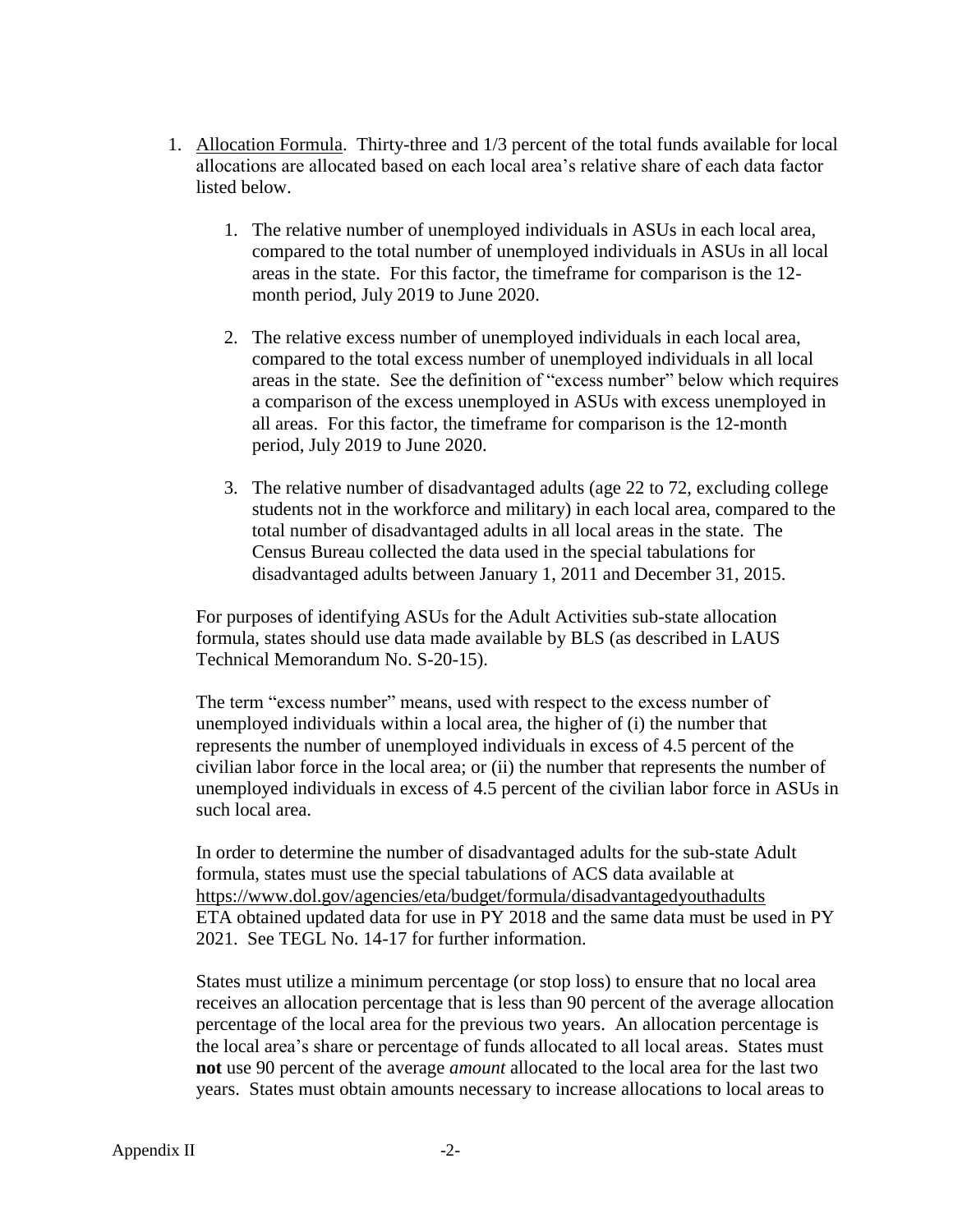1. Allocation Formula. Thirty-three and 1/3 percent of the total funds available for local allocations are allocated based on each local area's relative share of each data factor listed below.

   1. The relative number of unemployed individuals in ASUs in each local area, compared to the total number of unemployed individuals in ASUs in all local areas in the state. For this factor, the timeframe for comparison is the 12-month period, July 2019 to June 2020.

   2. The relative excess number of unemployed individuals in each local area, compared to the total excess number of unemployed individuals in all local areas in the state. See the definition of "excess number" below which requires a comparison of the excess unemployed in ASUs with excess unemployed in all areas. For this factor, the timeframe for comparison is the 12-month period, July 2019 to June 2020.

   3. The relative number of disadvantaged adults (age 22 to 72, excluding college students not in the workforce and military) in each local area, compared to the total number of disadvantaged adults in all local areas in the state. The Census Bureau collected the data used in the special tabulations for disadvantaged adults between January 1, 2011 and December 31, 2015.

   For purposes of identifying ASUs for the Adult Activities sub-state allocation formula, states should use data made available by BLS (as described in LAUS Technical Memorandum No. S-20-15).

   The term "excess number" means, used with respect to the excess number of unemployed individuals within a local area, the higher of (i) the number that represents the number of unemployed individuals in excess of 4.5 percent of the civilian labor force in the local area; or (ii) the number that represents the number of unemployed individuals in excess of 4.5 percent of the civilian labor force in ASUs in such local area.

   In order to determine the number of disadvantaged adults for the sub-state Adult formula, states must use the special tabulations of ACS data available at https://www.dol.gov/agencies/eta/budget/formula/disadvantagedyouthadults ETA obtained updated data for use in PY 2018 and the same data must be used in PY 2021. See TEGL No. 14-17 for further information.

   States must utilize a minimum percentage (or stop loss) to ensure that no local area receives an allocation percentage that is less than 90 percent of the average allocation percentage of the local area for the previous two years. An allocation percentage is the local area's share or percentage of funds allocated to all local areas. States must **not** use 90 percent of the average *amount* allocated to the local area for the last two years. States must obtain amounts necessary to increase allocations to local areas to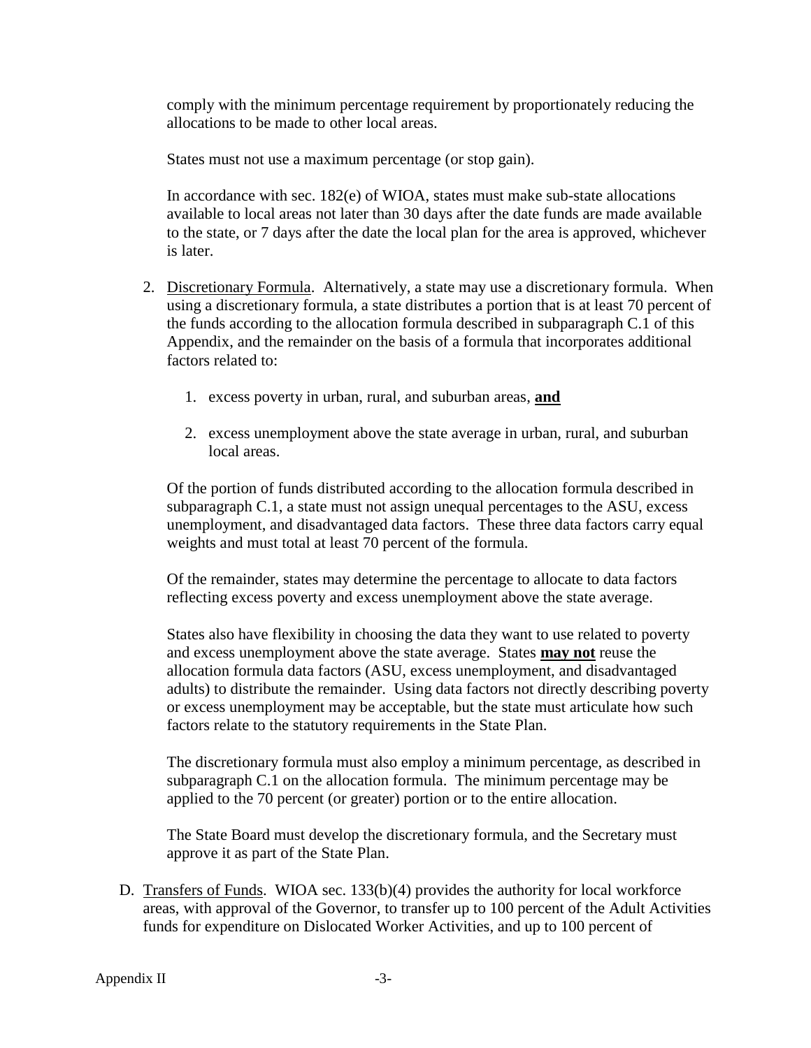comply with the minimum percentage requirement by proportionately reducing the allocations to be made to other local areas.

States must not use a maximum percentage (or stop gain).

In accordance with sec. 182(e) of WIOA, states must make sub-state allocations available to local areas not later than 30 days after the date funds are made available to the state, or 7 days after the date the local plan for the area is approved, whichever is later.

2. Discretionary Formula. Alternatively, a state may use a discretionary formula. When using a discretionary formula, a state distributes a portion that is at least 70 percent of the funds according to the allocation formula described in subparagraph C.1 of this Appendix, and the remainder on the basis of a formula that incorporates additional factors related to:

    1. excess poverty in urban, rural, and suburban areas, **and**

    2. excess unemployment above the state average in urban, rural, and suburban local areas.

    Of the portion of funds distributed according to the allocation formula described in subparagraph C.1, a state must not assign unequal percentages to the ASU, excess unemployment, and disadvantaged data factors. These three data factors carry equal weights and must total at least 70 percent of the formula.

    Of the remainder, states may determine the percentage to allocate to data factors reflecting excess poverty and excess unemployment above the state average.

    States also have flexibility in choosing the data they want to use related to poverty and excess unemployment above the state average. States **may not** reuse the allocation formula data factors (ASU, excess unemployment, and disadvantaged adults) to distribute the remainder. Using data factors not directly describing poverty or excess unemployment may be acceptable, but the state must articulate how such factors relate to the statutory requirements in the State Plan.

    The discretionary formula must also employ a minimum percentage, as described in subparagraph C.1 on the allocation formula. The minimum percentage may be applied to the 70 percent (or greater) portion or to the entire allocation.

    The State Board must develop the discretionary formula, and the Secretary must approve it as part of the State Plan.

D. Transfers of Funds. WIOA sec. 133(b)(4) provides the authority for local workforce areas, with approval of the Governor, to transfer up to 100 percent of the Adult Activities funds for expenditure on Dislocated Worker Activities, and up to 100 percent of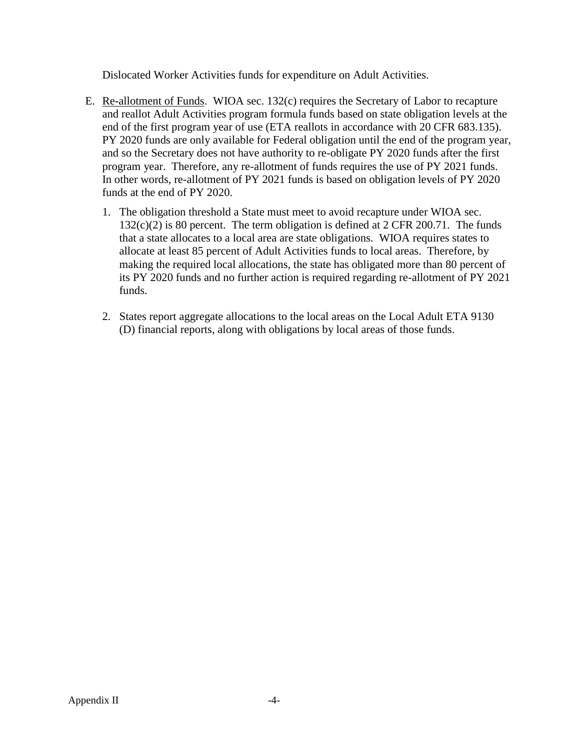Dislocated Worker Activities funds for expenditure on Adult Activities.

E. Re-allotment of Funds. WIOA sec. 132(c) requires the Secretary of Labor to recapture and reallot Adult Activities program formula funds based on state obligation levels at the end of the first program year of use (ETA reallots in accordance with 20 CFR 683.135). PY 2020 funds are only available for Federal obligation until the end of the program year, and so the Secretary does not have authority to re-obligate PY 2020 funds after the first program year. Therefore, any re-allotment of funds requires the use of PY 2021 funds. In other words, re-allotment of PY 2021 funds is based on obligation levels of PY 2020 funds at the end of PY 2020.

   1. The obligation threshold a State must meet to avoid recapture under WIOA sec. 132(c)(2) is 80 percent. The term obligation is defined at 2 CFR 200.71. The funds that a state allocates to a local area are state obligations. WIOA requires states to allocate at least 85 percent of Adult Activities funds to local areas. Therefore, by making the required local allocations, the state has obligated more than 80 percent of its PY 2020 funds and no further action is required regarding re-allotment of PY 2021 funds.

   2. States report aggregate allocations to the local areas on the Local Adult ETA 9130 (D) financial reports, along with obligations by local areas of those funds.